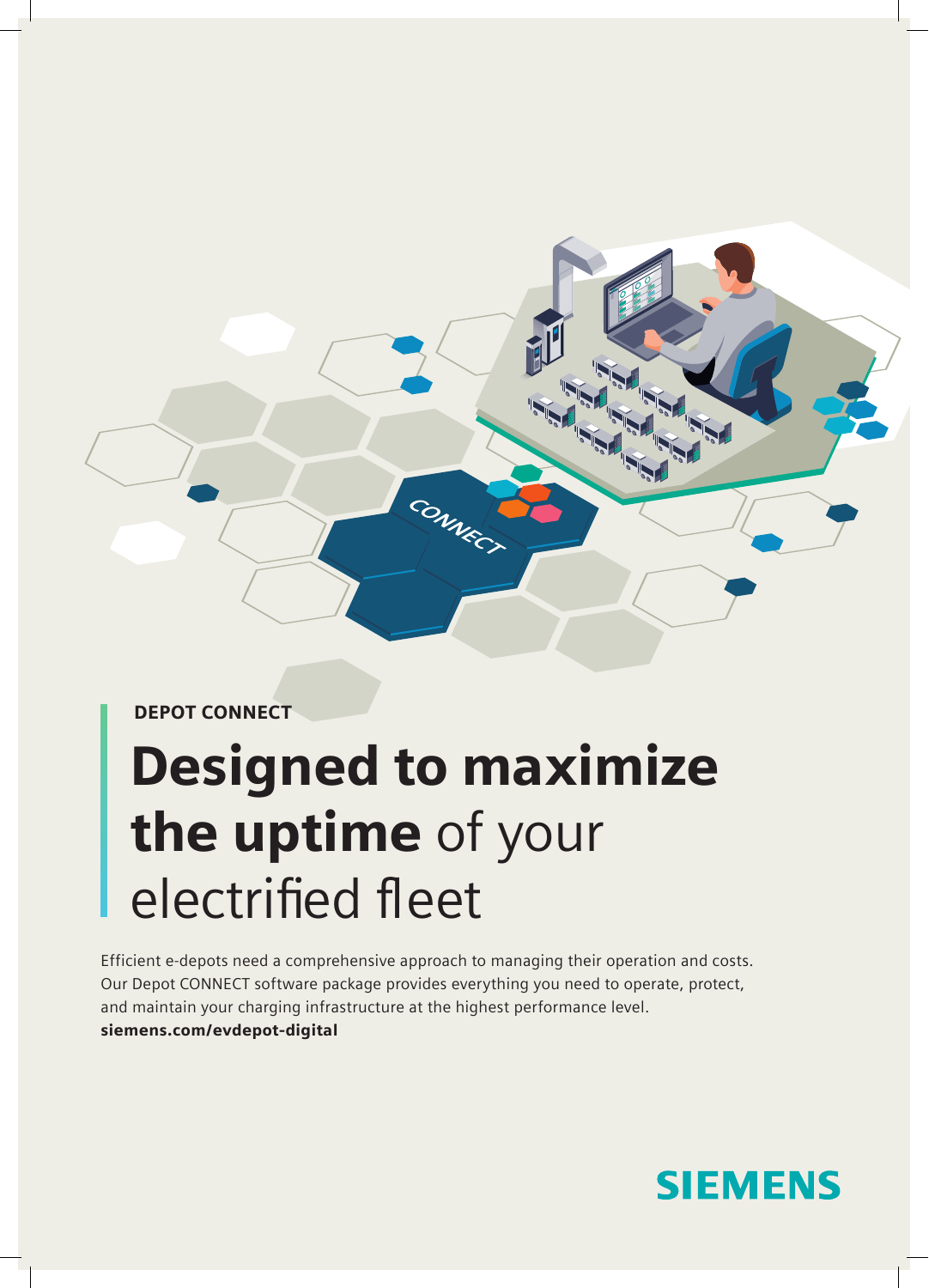DEPOT CONNECT

# **Designed to maximize the uptime** of your electrified fleet

Efficient e-depots need a comprehensive approach to managing their operation and costs. Our Depot CONNECT software package provides everything you need to operate, protect, and maintain your charging infrastructure at the highest performance level.
**siemens.com/evdepot-digital**

SIEMENS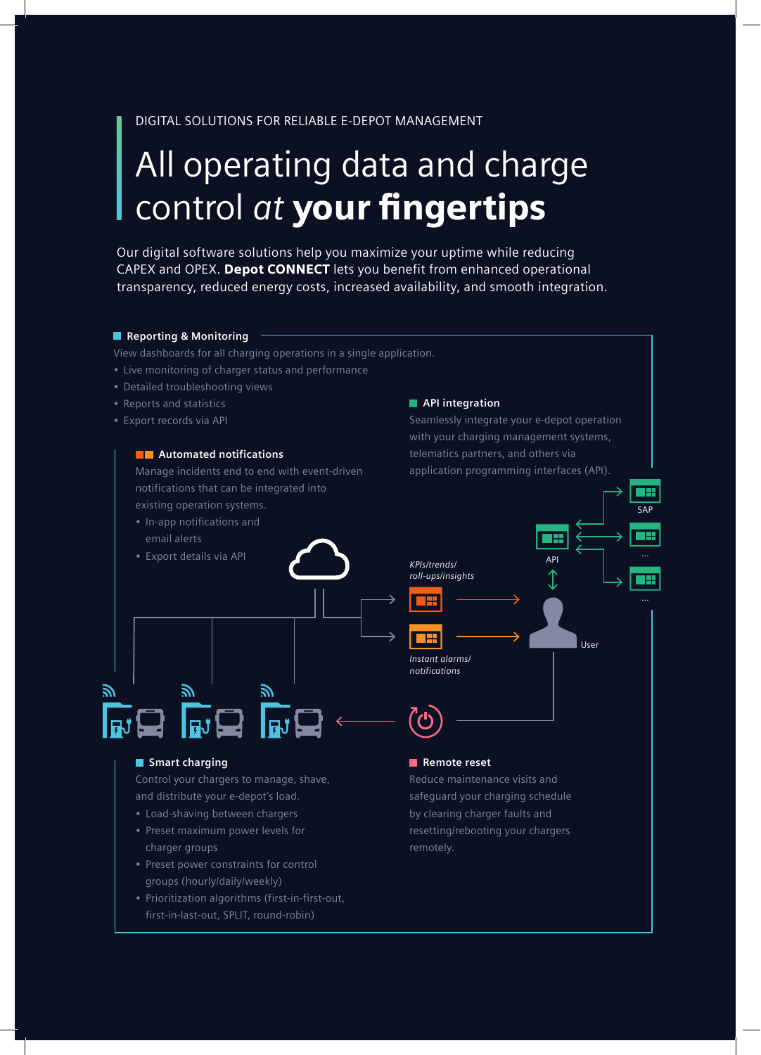DIGITAL SOLUTIONS FOR RELIABLE E-DEPOT MANAGEMENT

# All operating data and charge control *at* **your fingertips**

Our digital software solutions help you maximize your uptime while reducing CAPEX and OPEX. **Depot CONNECT** lets you benefit from enhanced operational transparency, reduced energy costs, increased availability, and smooth integration.

### Reporting & Monitoring

View dashboards for all charging operations in a single application.

- Live monitoring of charger status and performance
- Detailed troubleshooting views
- Reports and statistics
- Export records via API

### API integration

Seamlessly integrate your e-depot operation with your charging management systems, telematics partners, and others via application programming interfaces (API).

### Automated notifications

Manage incidents end to end with event-driven notifications that can be integrated into existing operation systems.

- In-app notifications and email alerts
- Export details via API

SAP

...

...

API

*KPIs/trends/ roll-ups/insights*

User

*Instant alarms/ notifications*

### Smart charging

Control your chargers to manage, shave, and distribute your e-depot's load.

- Load-shaving between chargers
- Preset maximum power levels for charger groups
- Preset power constraints for control groups (hourly/daily/weekly)
- Prioritization algorithms (first-in-first-out, first-in-last-out, SPLIT, round-robin)

### Remote reset

Reduce maintenance visits and safeguard your charging schedule by clearing charger faults and resetting/rebooting your chargers remotely.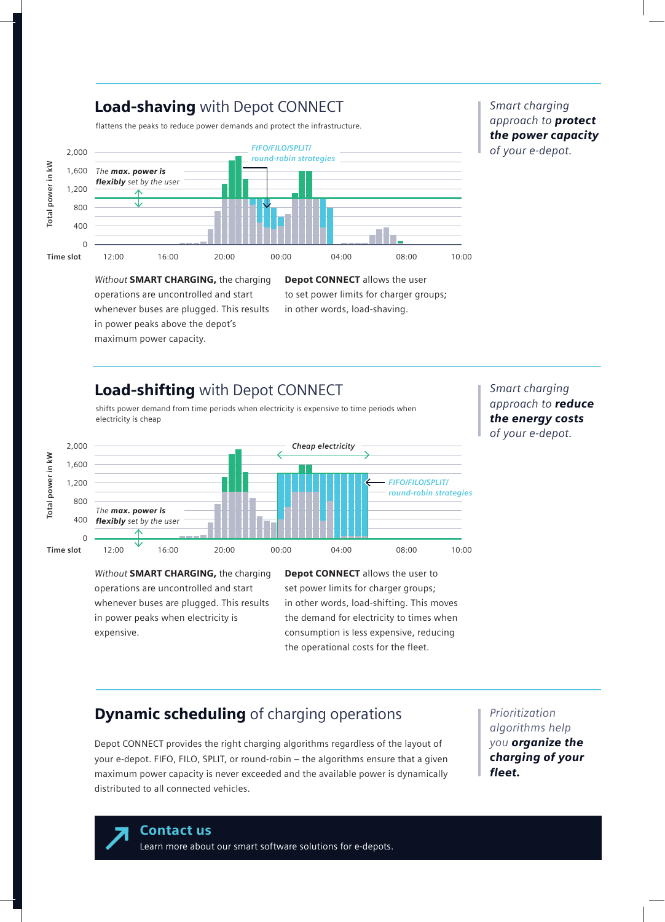## **Load-shaving** with Depot CONNECT

flattens the peaks to reduce power demands and protect the infrastructure.

*Smart charging approach to* ***protect the power capacity*** *of your e-depot.*

*Without* **SMART CHARGING,** the charging operations are uncontrolled and start whenever buses are plugged. This results in power peaks above the depot's maximum power capacity.

**Depot CONNECT** allows the user to set power limits for charger groups; in other words, load-shaving.

## **Load-shifting** with Depot CONNECT

shifts power demand from time periods when electricity is expensive to time periods when electricity is cheap

*Smart charging approach to* ***reduce the energy costs*** *of your e-depot.*

*Without* **SMART CHARGING,** the charging operations are uncontrolled and start whenever buses are plugged. This results in power peaks when electricity is expensive.

**Depot CONNECT** allows the user to set power limits for charger groups; in other words, load-shifting. This moves the demand for electricity to times when consumption is less expensive, reducing the operational costs for the fleet.

## **Dynamic scheduling** of charging operations

Depot CONNECT provides the right charging algorithms regardless of the layout of your e-depot. FIFO, FILO, SPLIT, or round-robin – the algorithms ensure that a given maximum power capacity is never exceeded and the available power is dynamically distributed to all connected vehicles.

*Prioritization algorithms help you* ***organize the charging of your fleet.***

**Contact us**

Learn more about our smart software solutions for e-depots.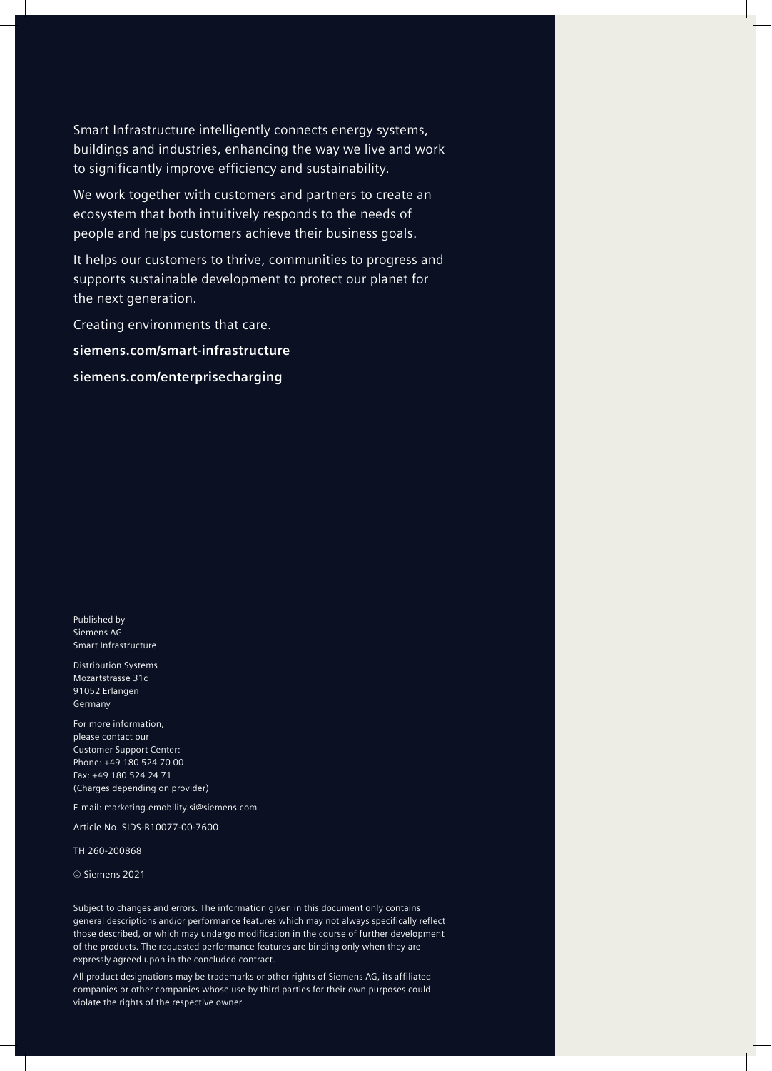Smart Infrastructure intelligently connects energy systems, buildings and industries, enhancing the way we live and work to significantly improve efficiency and sustainability.

We work together with customers and partners to create an ecosystem that both intuitively responds to the needs of people and helps customers achieve their business goals.

It helps our customers to thrive, communities to progress and supports sustainable development to protect our planet for the next generation.

Creating environments that care.

**siemens.com/smart-infrastructure**

**siemens.com/enterprisecharging**

Published by
Siemens AG
Smart Infrastructure

Distribution Systems
Mozartstrasse 31c
91052 Erlangen
Germany

For more information,
please contact our
Customer Support Center:
Phone: +49 180 524 70 00
Fax: +49 180 524 24 71
(Charges depending on provider)

E-mail: marketing.emobility.si@siemens.com

Article No. SIDS-B10077-00-7600

TH 260-200868

© Siemens 2021

Subject to changes and errors. The information given in this document only contains general descriptions and/or performance features which may not always specifically reflect those described, or which may undergo modification in the course of further development of the products. The requested performance features are binding only when they are expressly agreed upon in the concluded contract.

All product designations may be trademarks or other rights of Siemens AG, its affiliated companies or other companies whose use by third parties for their own purposes could violate the rights of the respective owner.